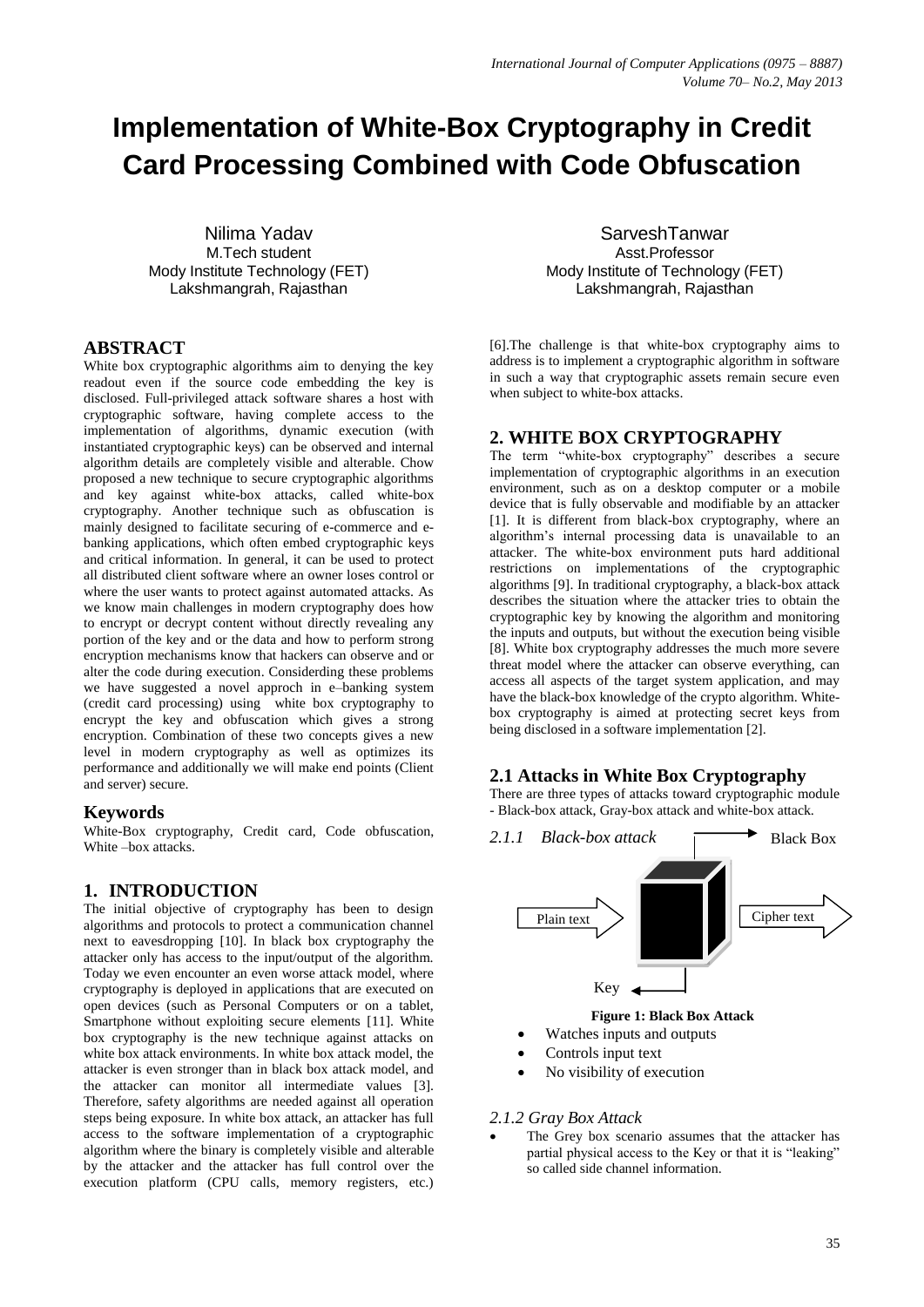# Implementation of White-Box Cryptography in Credit Card Processing Combined with Code Obfuscation

Nilima Yadav
M.Tech student
Mody Institute Technology (FET)
Lakshmangrah, Rajasthan

SarveshTanwar
Asst.Professor
Mody Institute of Technology (FET)
Lakshmangrah, Rajasthan

## ABSTRACT

White box cryptographic algorithms aim to denying the key readout even if the source code embedding the key is disclosed. Full-privileged attack software shares a host with cryptographic software, having complete access to the implementation of algorithms, dynamic execution (with instantiated cryptographic keys) can be observed and internal algorithm details are completely visible and alterable. Chow proposed a new technique to secure cryptographic algorithms and key against white-box attacks, called white-box cryptography. Another technique such as obfuscation is mainly designed to facilitate securing of e-commerce and e-banking applications, which often embed cryptographic keys and critical information. In general, it can be used to protect all distributed client software where an owner loses control or where the user wants to protect against automated attacks. As we know main challenges in modern cryptography does how to encrypt or decrypt content without directly revealing any portion of the key and or the data and how to perform strong encryption mechanisms know that hackers can observe and or alter the code during execution. Considerding these problems we have suggested a novel approch in e–banking system (credit card processing) using white box cryptography to encrypt the key and obfuscation which gives a strong encryption. Combination of these two concepts gives a new level in modern cryptography as well as optimizes its performance and additionally we will make end points (Client and server) secure.

### Keywords

White-Box cryptography, Credit card, Code obfuscation, White –box attacks.

## 1. INTRODUCTION

The initial objective of cryptography has been to design algorithms and protocols to protect a communication channel next to eavesdropping [10]. In black box cryptography the attacker only has access to the input/output of the algorithm. Today we even encounter an even worse attack model, where cryptography is deployed in applications that are executed on open devices (such as Personal Computers or on a tablet, Smartphone without exploiting secure elements [11]. White box cryptography is the new technique against attacks on white box attack environments. In white box attack model, the attacker is even stronger than in black box attack model, and the attacker can monitor all intermediate values [3]. Therefore, safety algorithms are needed against all operation steps being exposure. In white box attack, an attacker has full access to the software implementation of a cryptographic algorithm where the binary is completely visible and alterable by the attacker and the attacker has full control over the execution platform (CPU calls, memory registers, etc.) [6].The challenge is that white-box cryptography aims to address is to implement a cryptographic algorithm in software in such a way that cryptographic assets remain secure even when subject to white-box attacks.

## 2. WHITE BOX CRYPTOGRAPHY

The term "white-box cryptography" describes a secure implementation of cryptographic algorithms in an execution environment, such as on a desktop computer or a mobile device that is fully observable and modifiable by an attacker [1]. It is different from black-box cryptography, where an algorithm's internal processing data is unavailable to an attacker. The white-box environment puts hard additional restrictions on implementations of the cryptographic algorithms [9]. In traditional cryptography, a black-box attack describes the situation where the attacker tries to obtain the cryptographic key by knowing the algorithm and monitoring the inputs and outputs, but without the execution being visible [8]. White box cryptography addresses the much more severe threat model where the attacker can observe everything, can access all aspects of the target system application, and may have the black-box knowledge of the crypto algorithm. White-box cryptography is aimed at protecting secret keys from being disclosed in a software implementation [2].

### 2.1 Attacks in White Box Cryptography

There are three types of attacks toward cryptographic module - Black-box attack, Gray-box attack and white-box attack.

#### *2.1.1 Black-box attack*

Black Box

Plain text → Cipher text

Key

**Figure 1: Black Box Attack**

- Watches inputs and outputs
- Controls input text
- No visibility of execution

#### *2.1.2 Gray Box Attack*

- The Grey box scenario assumes that the attacker has partial physical access to the Key or that it is "leaking" so called side channel information.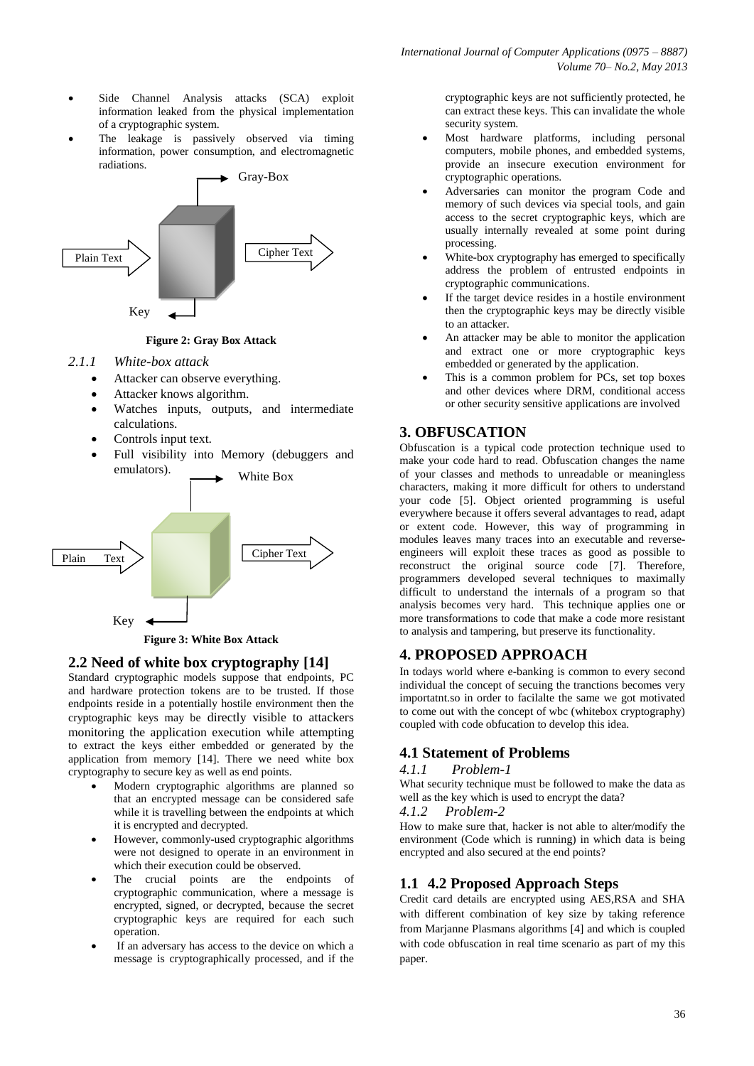- Side Channel Analysis attacks (SCA) exploit information leaked from the physical implementation of a cryptographic system.
- The leakage is passively observed via timing information, power consumption, and electromagnetic radiations.

Gray-Box

Plain Text

Cipher Text

Key

**Figure 2: Gray Box Attack**

#### 2.1.1 *White-box attack*

- Attacker can observe everything.
- Attacker knows algorithm.
- Watches inputs, outputs, and intermediate calculations.
- Controls input text.
- Full visibility into Memory (debuggers and emulators).

White Box

Plain Text

Cipher Text

Key

**Figure 3: White Box Attack**

## 2.2 Need of white box cryptography [14]

Standard cryptographic models suppose that endpoints, PC and hardware protection tokens are to be trusted. If those endpoints reside in a potentially hostile environment then the cryptographic keys may be directly visible to attackers monitoring the application execution while attempting to extract the keys either embedded or generated by the application from memory [14]. There we need white box cryptography to secure key as well as end points.

- Modern cryptographic algorithms are planned so that an encrypted message can be considered safe while it is travelling between the endpoints at which it is encrypted and decrypted.
- However, commonly-used cryptographic algorithms were not designed to operate in an environment in which their execution could be observed.
- The crucial points are the endpoints of cryptographic communication, where a message is encrypted, signed, or decrypted, because the secret cryptographic keys are required for each such operation.
- If an adversary has access to the device on which a message is cryptographically processed, and if the cryptographic keys are not sufficiently protected, he can extract these keys. This can invalidate the whole security system.
- Most hardware platforms, including personal computers, mobile phones, and embedded systems, provide an insecure execution environment for cryptographic operations.
- Adversaries can monitor the program Code and memory of such devices via special tools, and gain access to the secret cryptographic keys, which are usually internally revealed at some point during processing.
- White-box cryptography has emerged to specifically address the problem of entrusted endpoints in cryptographic communications.
- If the target device resides in a hostile environment then the cryptographic keys may be directly visible to an attacker.
- An attacker may be able to monitor the application and extract one or more cryptographic keys embedded or generated by the application.
- This is a common problem for PCs, set top boxes and other devices where DRM, conditional access or other security sensitive applications are involved

## 3. OBFUSCATION

Obfuscation is a typical code protection technique used to make your code hard to read. Obfuscation changes the name of your classes and methods to unreadable or meaningless characters, making it more difficult for others to understand your code [5]. Object oriented programming is useful everywhere because it offers several advantages to read, adapt or extent code. However, this way of programming in modules leaves many traces into an executable and reverse-engineers will exploit these traces as good as possible to reconstruct the original source code [7]. Therefore, programmers developed several techniques to maximally difficult to understand the internals of a program so that analysis becomes very hard. This technique applies one or more transformations to code that make a code more resistant to analysis and tampering, but preserve its functionality.

## 4. PROPOSED APPROACH

In todays world where e-banking is common to every second individual the concept of secuing the tranctions becomes very importatnt.so in order to facilalte the same we got motivated to come out with the concept of wbc (whitebox cryptography) coupled with code obfucation to develop this idea.

## 4.1 Statement of Problems

#### 4.1.1 *Problem-1*

What security technique must be followed to make the data as well as the key which is used to encrypt the data?

#### 4.1.2 *Problem-2*

How to make sure that, hacker is not able to alter/modify the environment (Code which is running) in which data is being encrypted and also secured at the end points?

## 1.1 4.2 Proposed Approach Steps

Credit card details are encrypted using AES,RSA and SHA with different combination of key size by taking reference from Marjanne Plasmans algorithms [4] and which is coupled with code obfuscation in real time scenario as part of my this paper.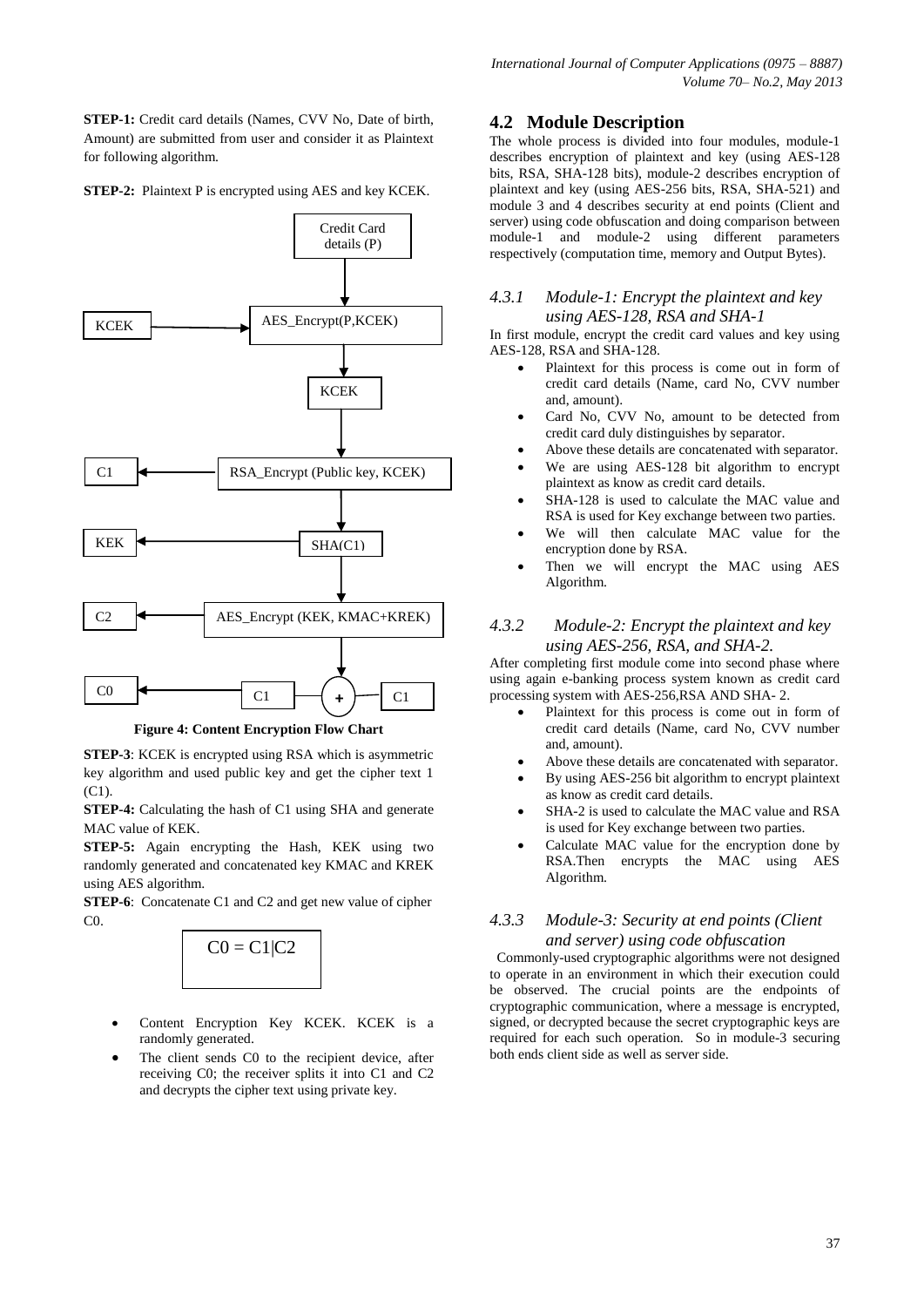**STEP-1:** Credit card details (Names, CVV No, Date of birth, Amount) are submitted from user and consider it as Plaintext for following algorithm.

**STEP-2:** Plaintext P is encrypted using AES and key KCEK.

**Figure 4: Content Encryption Flow Chart**

**STEP-3**: KCEK is encrypted using RSA which is asymmetric key algorithm and used public key and get the cipher text 1 (C1).

**STEP-4:** Calculating the hash of C1 using SHA and generate MAC value of KEK.

**STEP-5:** Again encrypting the Hash, KEK using two randomly generated and concatenated key KMAC and KREK using AES algorithm.

**STEP-6**: Concatenate C1 and C2 and get new value of cipher C0.

$$C0 = C1|C2$$

- Content Encryption Key KCEK. KCEK is a randomly generated.
- The client sends C0 to the recipient device, after receiving C0; the receiver splits it into C1 and C2 and decrypts the cipher text using private key.

## 4.2 Module Description

The whole process is divided into four modules, module-1 describes encryption of plaintext and key (using AES-128 bits, RSA, SHA-128 bits), module-2 describes encryption of plaintext and key (using AES-256 bits, RSA, SHA-521) and module 3 and 4 describes security at end points (Client and server) using code obfuscation and doing comparison between module-1 and module-2 using different parameters respectively (computation time, memory and Output Bytes).

### *4.3.1 Module-1: Encrypt the plaintext and key using AES-128, RSA and SHA-1*

In first module, encrypt the credit card values and key using AES-128, RSA and SHA-128.

- Plaintext for this process is come out in form of credit card details (Name, card No, CVV number and, amount).
- Card No, CVV No, amount to be detected from credit card duly distinguishes by separator.
- Above these details are concatenated with separator.
- We are using AES-128 bit algorithm to encrypt plaintext as know as credit card details.
- SHA-128 is used to calculate the MAC value and RSA is used for Key exchange between two parties.
- We will then calculate MAC value for the encryption done by RSA.
- Then we will encrypt the MAC using AES Algorithm.

### *4.3.2 Module-2: Encrypt the plaintext and key using AES-256, RSA, and SHA-2.*

After completing first module come into second phase where using again e-banking process system known as credit card processing system with AES-256,RSA AND SHA- 2.

- Plaintext for this process is come out in form of credit card details (Name, card No, CVV number and, amount).
- Above these details are concatenated with separator.
- By using AES-256 bit algorithm to encrypt plaintext as know as credit card details.
- SHA-2 is used to calculate the MAC value and RSA is used for Key exchange between two parties.
- Calculate MAC value for the encryption done by RSA.Then encrypts the MAC using AES Algorithm.

### *4.3.3 Module-3: Security at end points (Client and server) using code obfuscation*

Commonly-used cryptographic algorithms were not designed to operate in an environment in which their execution could be observed. The crucial points are the endpoints of cryptographic communication, where a message is encrypted, signed, or decrypted because the secret cryptographic keys are required for each such operation. So in module-3 securing both ends client side as well as server side.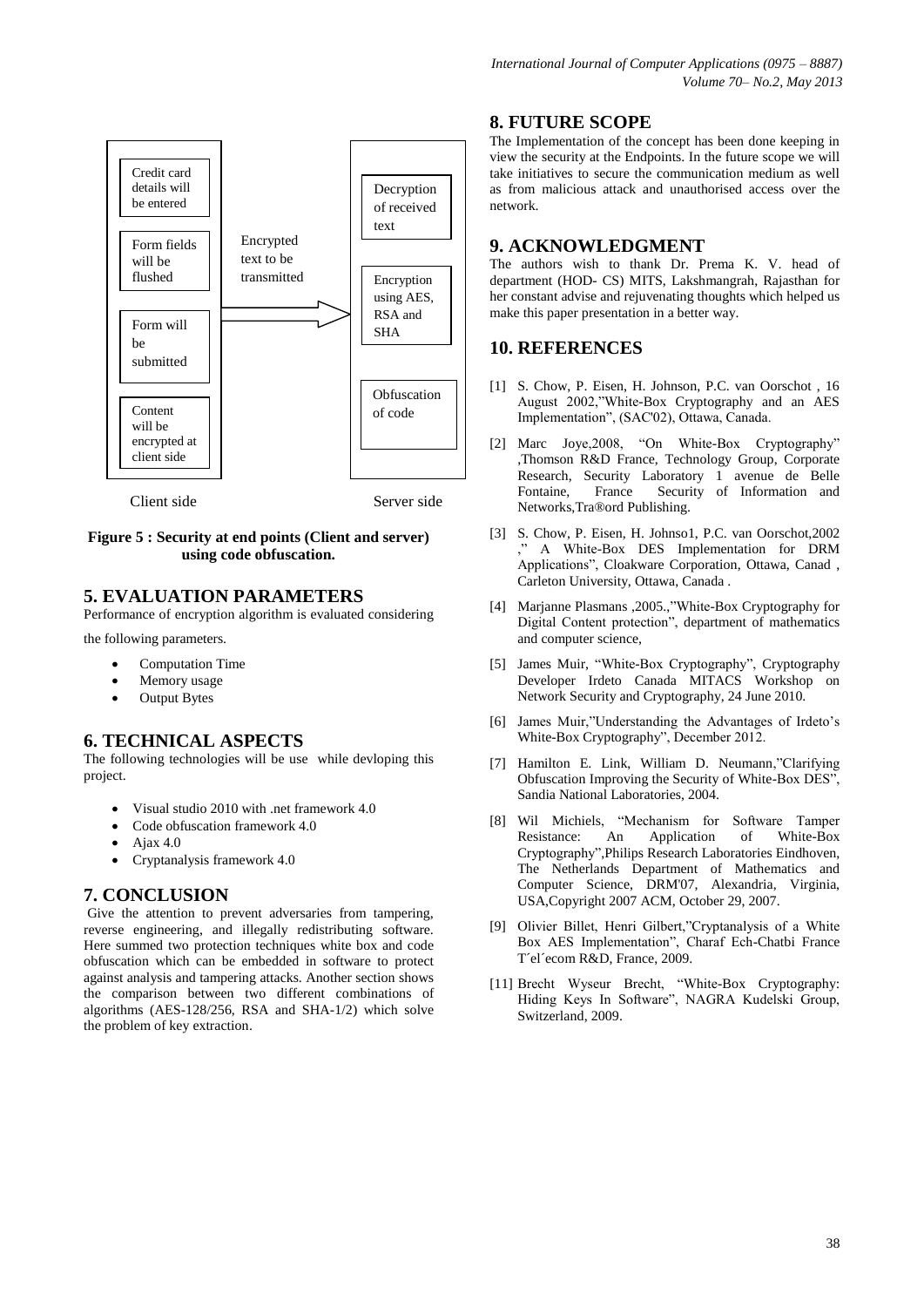Credit card details will be entered

Form fields will be flushed

Form will be submitted

Content will be encrypted at client side

Encrypted text to be transmitted

Decryption of received text

Encryption using AES, RSA and SHA

Obfuscation of code

Client side

Server side

**Figure 5 : Security at end points (Client and server) using code obfuscation.**

## 5. EVALUATION PARAMETERS

Performance of encryption algorithm is evaluated considering the following parameters.

- Computation Time
- Memory usage
- Output Bytes

## 6. TECHNICAL ASPECTS

The following technologies will be use while devloping this project.

- Visual studio 2010 with .net framework 4.0
- Code obfuscation framework 4.0
- Ajax 4.0
- Cryptanalysis framework 4.0

## 7. CONCLUSION

Give the attention to prevent adversaries from tampering, reverse engineering, and illegally redistributing software. Here summed two protection techniques white box and code obfuscation which can be embedded in software to protect against analysis and tampering attacks. Another section shows the comparison between two different combinations of algorithms (AES-128/256, RSA and SHA-1/2) which solve the problem of key extraction.

## 8. FUTURE SCOPE

The Implementation of the concept has been done keeping in view the security at the Endpoints. In the future scope we will take initiatives to secure the communication medium as well as from malicious attack and unauthorised access over the network.

## 9. ACKNOWLEDGMENT

The authors wish to thank Dr. Prema K. V. head of department (HOD- CS) MITS, Lakshmangrah, Rajasthan for her constant advise and rejuvenating thoughts which helped us make this paper presentation in a better way.

## 10. REFERENCES

[1] S. Chow, P. Eisen, H. Johnson, P.C. van Oorschot , 16 August 2002,"White-Box Cryptography and an AES Implementation", (SAC'02), Ottawa, Canada.

[2] Marc Joye,2008, "On White-Box Cryptography" ,Thomson R&D France, Technology Group, Corporate Research, Security Laboratory 1 avenue de Belle Fontaine, France Security of Information and Networks,Tra®ord Publishing.

[3] S. Chow, P. Eisen, H. Johnso1, P.C. van Oorschot,2002 ," A White-Box DES Implementation for DRM Applications", Cloakware Corporation, Ottawa, Canad , Carleton University, Ottawa, Canada .

[4] Marjanne Plasmans ,2005.,"White-Box Cryptography for Digital Content protection", department of mathematics and computer science,

[5] James Muir, "White-Box Cryptography", Cryptography Developer Irdeto Canada MITACS Workshop on Network Security and Cryptography, 24 June 2010.

[6] James Muir,"Understanding the Advantages of Irdeto's White-Box Cryptography", December 2012.

[7] Hamilton E. Link, William D. Neumann,"Clarifying Obfuscation Improving the Security of White-Box DES", Sandia National Laboratories, 2004.

[8] Wil Michiels, "Mechanism for Software Tamper Resistance: An Application of White-Box Cryptography",Philips Research Laboratories Eindhoven, The Netherlands Department of Mathematics and Computer Science, DRM'07, Alexandria, Virginia, USA,Copyright 2007 ACM, October 29, 2007.

[9] Olivier Billet, Henri Gilbert,"Cryptanalysis of a White Box AES Implementation", Charaf Ech-Chatbi France T´el´ecom R&D, France, 2009.

[11] Brecht Wyseur Brecht, "White-Box Cryptography: Hiding Keys In Software", NAGRA Kudelski Group, Switzerland, 2009.